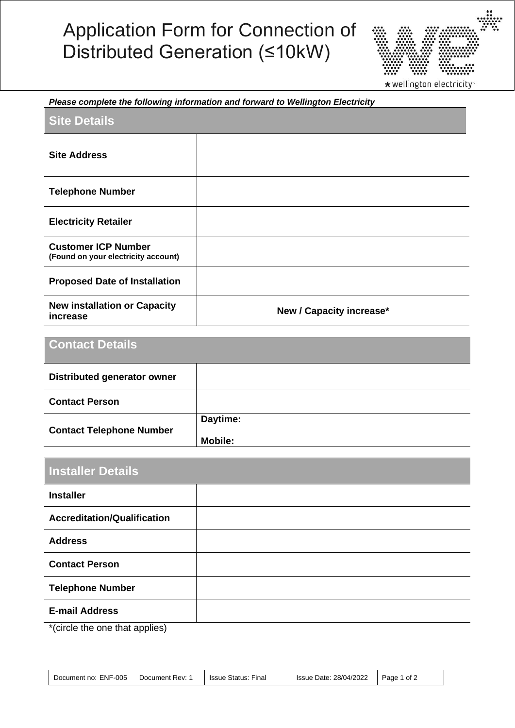# Application Form for Connection of Distributed Generation (≤10kW)

***Please complete the following information and forward to Wellington Electricity***

| **Site Details** | |
|---|---|
| **Site Address** | |
| **Telephone Number** | |
| **Electricity Retailer** | |
| **Customer ICP Number** (Found on your electricity account) | |
| **Proposed Date of Installation** | |
| **New installation or Capacity increase** | **New / Capacity increase*** |

| **Contact Details** | |
|---|---|
| **Distributed generator owner** | |
| **Contact Person** | |
| **Contact Telephone Number** | **Daytime:**<br>**Mobile:** |

| **Installer Details** | |
|---|---|
| **Installer** | |
| **Accreditation/Qualification** | |
| **Address** | |
| **Contact Person** | |
| **Telephone Number** | |
| **E-mail Address** | |

*(circle the one that applies)

| Document no: ENF-005 Document Rev: 1 | Issue Status: Final Issue Date: 28/04/2022 |
|---|---|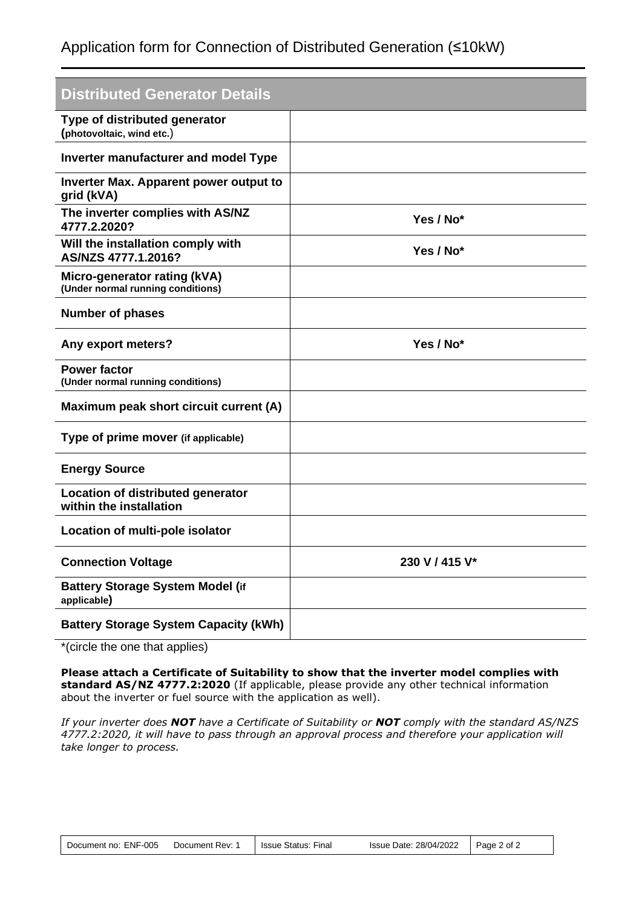# Application form for Connection of Distributed Generation (≤10kW)

| Distributed Generator Details | |
|---|---|
| **Type of distributed generator (photovoltaic, wind etc.)** | |
| **Inverter manufacturer and model Type** | |
| **Inverter Max. Apparent power output to grid (kVA)** | |
| **The inverter complies with AS/NZ 4777.2.2020?** | **Yes / No*** |
| **Will the installation comply with AS/NZS 4777.1.2016?** | **Yes / No*** |
| **Micro-generator rating (kVA) (Under normal running conditions)** | |
| **Number of phases** | |
| **Any export meters?** | **Yes / No*** |
| **Power factor (Under normal running conditions)** | |
| **Maximum peak short circuit current (A)** | |
| **Type of prime mover (if applicable)** | |
| **Energy Source** | |
| **Location of distributed generator within the installation** | |
| **Location of multi-pole isolator** | |
| **Connection Voltage** | **230 V / 415 V*** |
| **Battery Storage System Model (if applicable)** | |
| **Battery Storage System Capacity (kWh)** | |

*(circle the one that applies)

**Please attach a Certificate of Suitability to show that the inverter model complies with standard AS/NZ 4777.2:2020** (If applicable, please provide any other technical information about the inverter or fuel source with the application as well).

*If your inverter does **NOT** have a Certificate of Suitability or **NOT** comply with the standard AS/NZS 4777.2:2020, it will have to pass through an approval process and therefore your application will take longer to process.*

| Document no: ENF-005 | Document Rev: 1 | Issue Status: Final | Issue Date: 28/04/2022 |
|---|---|---|---|